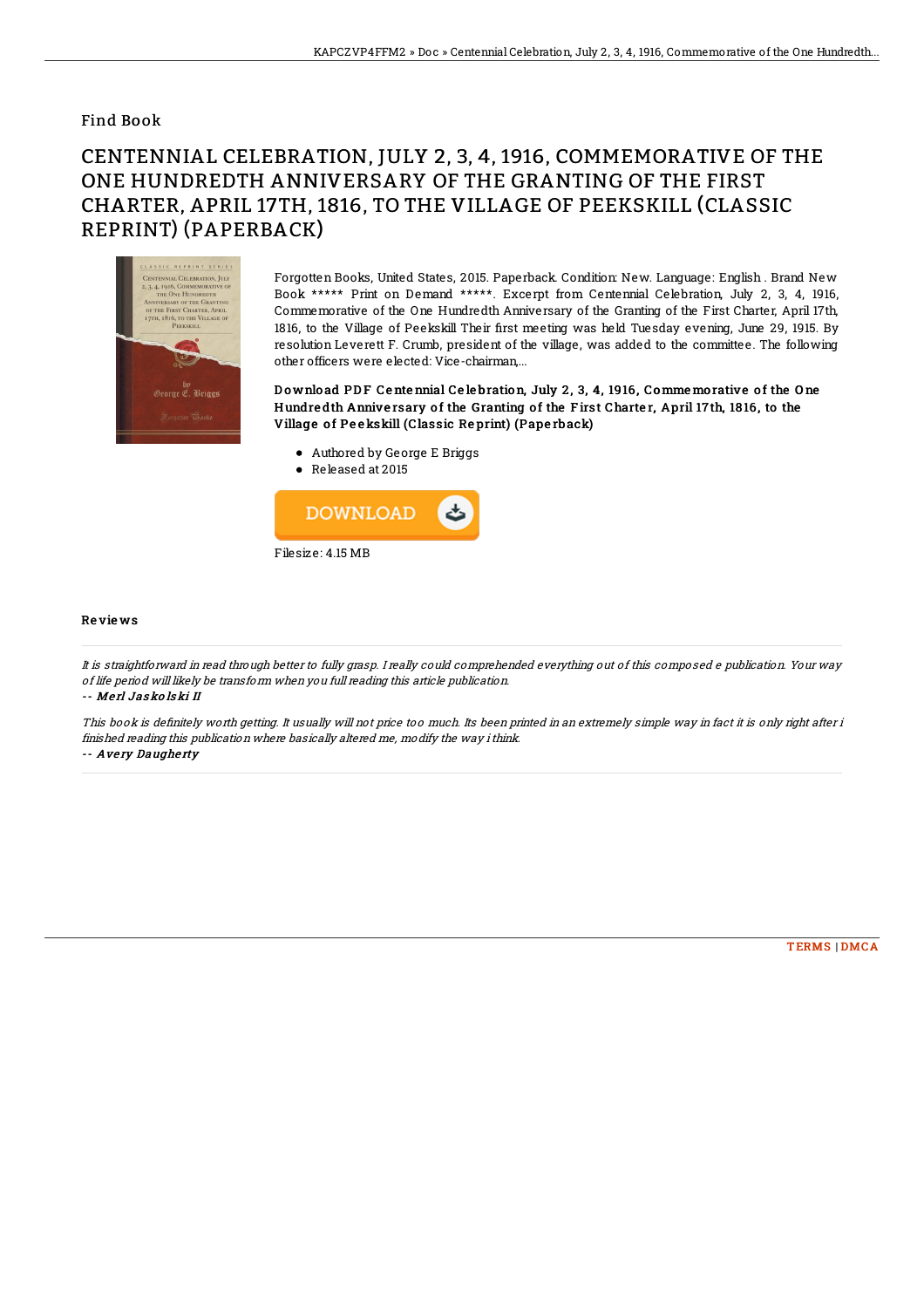Find Book

# CENTENNIAL CELEBRATION, JULY 2, 3, 4, 1916, COMMEMORATIVE OF THE ONE HUNDREDTH ANNIVERSARY OF THE GRANTING OF THE FIRST CHARTER, APRIL 17TH, 1816, TO THE VILLAGE OF PEEKSKILL (CLASSIC REPRINT) (PAPERBACK)

Forgotten Books, United States, 2015. Paperback. Condition: New. Language: English . Brand New Book ***** Print on Demand *****. Excerpt from Centennial Celebration, July 2, 3, 4, 1916, Commemorative of the One Hundredth Anniversary of the Granting of the First Charter, April 17th, 1816, to the Village of Peekskill Their first meeting was held Tuesday evening, June 29, 1915. By resolution Leverett F. Crumb, president of the village, was added to the committee. The following other officers were elected: Vice-chairman,...

**Download PDF Centennial Celebration, July 2, 3, 4, 1916, Commemorative of the One Hundredth Anniversary of the Granting of the First Charter, April 17th, 1816, to the Village of Peekskill (Classic Reprint) (Paperback)**

- Authored by George E Briggs
- Released at 2015

DOWNLOAD

Filesize: 4.15 MB

## Reviews

*It is straightforward in read through better to fully grasp. I really could comprehended everything out of this composed e publication. Your way of life period will likely be transform when you full reading this article publication.*

-- **Merl Jaskolski II**

*This book is definitely worth getting. It usually will not price too much. Its been printed in an extremely simple way in fact it is only right after i finished reading this publication where basically altered me, modify the way i think.*

-- **Avery Daugherty**

TERMS | DMCA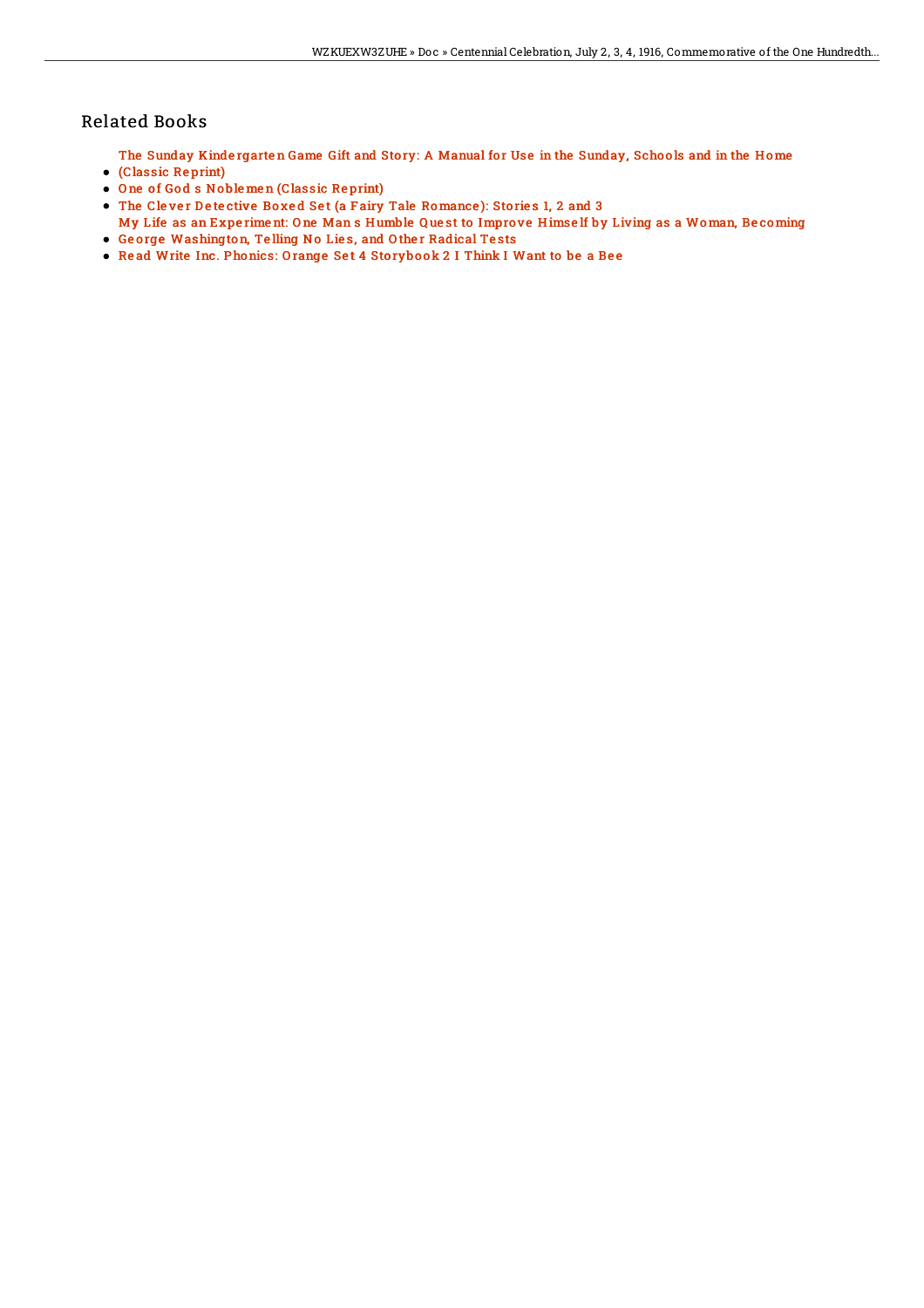## Related Books

- The Sunday Kindergarten Game Gift and Story: A Manual for Use in the Sunday, Schools and in the Home (Classic Reprint)
- One of God s Noblemen (Classic Reprint)
- The Clever Detective Boxed Set (a Fairy Tale Romance): Stories 1, 2 and 3
- My Life as an Experiment: One Man s Humble Quest to Improve Himself by Living as a Woman, Becoming George Washington, Telling No Lies, and Other Radical Tests
- Read Write Inc. Phonics: Orange Set 4 Storybook 2 I Think I Want to be a Bee